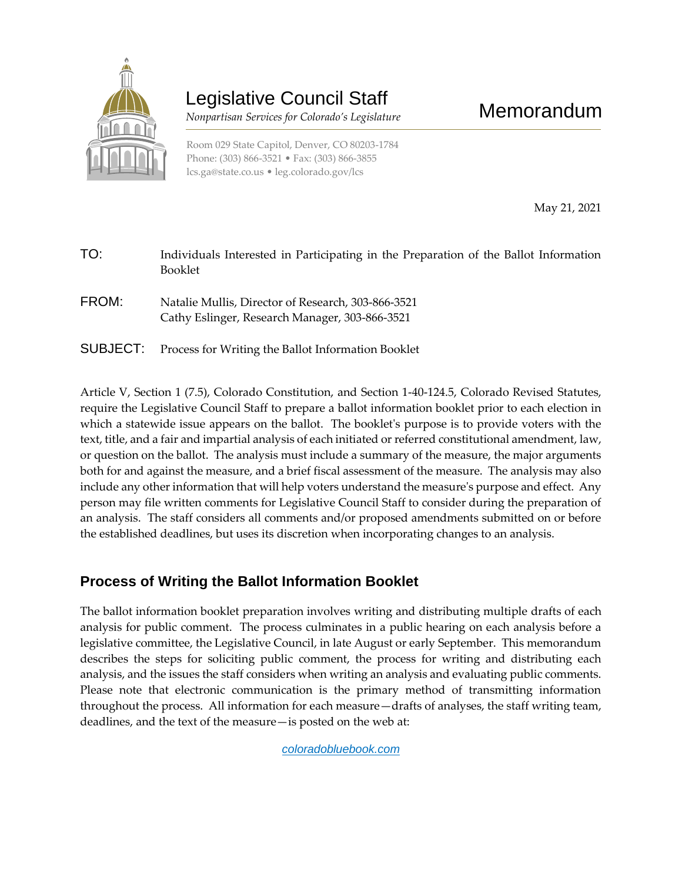# Legislative Council Staff

*Nonpartisan Services for Colorado's Legislature*

# Memorandum

Room 029 State Capitol, Denver, CO 80203-1784
Phone: (303) 866-3521 • Fax: (303) 866-3855
lcs.ga@state.co.us • leg.colorado.gov/lcs

May 21, 2021

**TO:** Individuals Interested in Participating in the Preparation of the Ballot Information Booklet

**FROM:** Natalie Mullis, Director of Research, 303-866-3521
Cathy Eslinger, Research Manager, 303-866-3521

**SUBJECT:** Process for Writing the Ballot Information Booklet

Article V, Section 1 (7.5), Colorado Constitution, and Section 1-40-124.5, Colorado Revised Statutes, require the Legislative Council Staff to prepare a ballot information booklet prior to each election in which a statewide issue appears on the ballot. The booklet's purpose is to provide voters with the text, title, and a fair and impartial analysis of each initiated or referred constitutional amendment, law, or question on the ballot. The analysis must include a summary of the measure, the major arguments both for and against the measure, and a brief fiscal assessment of the measure. The analysis may also include any other information that will help voters understand the measure's purpose and effect. Any person may file written comments for Legislative Council Staff to consider during the preparation of an analysis. The staff considers all comments and/or proposed amendments submitted on or before the established deadlines, but uses its discretion when incorporating changes to an analysis.

## Process of Writing the Ballot Information Booklet

The ballot information booklet preparation involves writing and distributing multiple drafts of each analysis for public comment. The process culminates in a public hearing on each analysis before a legislative committee, the Legislative Council, in late August or early September. This memorandum describes the steps for soliciting public comment, the process for writing and distributing each analysis, and the issues the staff considers when writing an analysis and evaluating public comments. Please note that electronic communication is the primary method of transmitting information throughout the process. All information for each measure—drafts of analyses, the staff writing team, deadlines, and the text of the measure—is posted on the web at:

coloradobluebook.com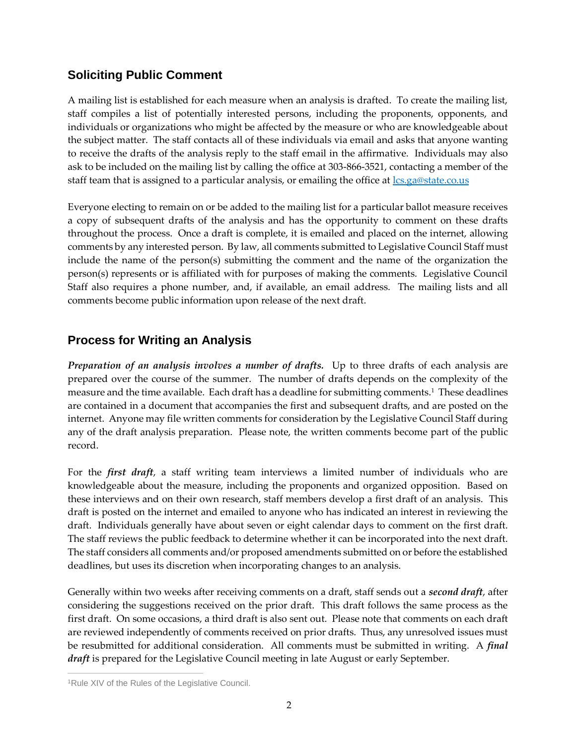## Soliciting Public Comment

A mailing list is established for each measure when an analysis is drafted. To create the mailing list, staff compiles a list of potentially interested persons, including the proponents, opponents, and individuals or organizations who might be affected by the measure or who are knowledgeable about the subject matter. The staff contacts all of these individuals via email and asks that anyone wanting to receive the drafts of the analysis reply to the staff email in the affirmative. Individuals may also ask to be included on the mailing list by calling the office at 303-866-3521, contacting a member of the staff team that is assigned to a particular analysis, or emailing the office at [lcs.ga@state.co.us](mailto:lcs.ga@state.co.us)

Everyone electing to remain on or be added to the mailing list for a particular ballot measure receives a copy of subsequent drafts of the analysis and has the opportunity to comment on these drafts throughout the process. Once a draft is complete, it is emailed and placed on the internet, allowing comments by any interested person. By law, all comments submitted to Legislative Council Staff must include the name of the person(s) submitting the comment and the name of the organization the person(s) represents or is affiliated with for purposes of making the comments. Legislative Council Staff also requires a phone number, and, if available, an email address. The mailing lists and all comments become public information upon release of the next draft.

## Process for Writing an Analysis

***Preparation of an analysis involves a number of drafts.*** Up to three drafts of each analysis are prepared over the course of the summer. The number of drafts depends on the complexity of the measure and the time available. Each draft has a deadline for submitting comments.[1] These deadlines are contained in a document that accompanies the first and subsequent drafts, and are posted on the internet. Anyone may file written comments for consideration by the Legislative Council Staff during any of the draft analysis preparation. Please note, the written comments become part of the public record.

For the ***first draft***, a staff writing team interviews a limited number of individuals who are knowledgeable about the measure, including the proponents and organized opposition. Based on these interviews and on their own research, staff members develop a first draft of an analysis. This draft is posted on the internet and emailed to anyone who has indicated an interest in reviewing the draft. Individuals generally have about seven or eight calendar days to comment on the first draft. The staff reviews the public feedback to determine whether it can be incorporated into the next draft. The staff considers all comments and/or proposed amendments submitted on or before the established deadlines, but uses its discretion when incorporating changes to an analysis.

Generally within two weeks after receiving comments on a draft, staff sends out a ***second draft***, after considering the suggestions received on the prior draft. This draft follows the same process as the first draft. On some occasions, a third draft is also sent out. Please note that comments on each draft are reviewed independently of comments received on prior drafts. Thus, any unresolved issues must be resubmitted for additional consideration. All comments must be submitted in writing. A ***final draft*** is prepared for the Legislative Council meeting in late August or early September.

[1]Rule XIV of the Rules of the Legislative Council.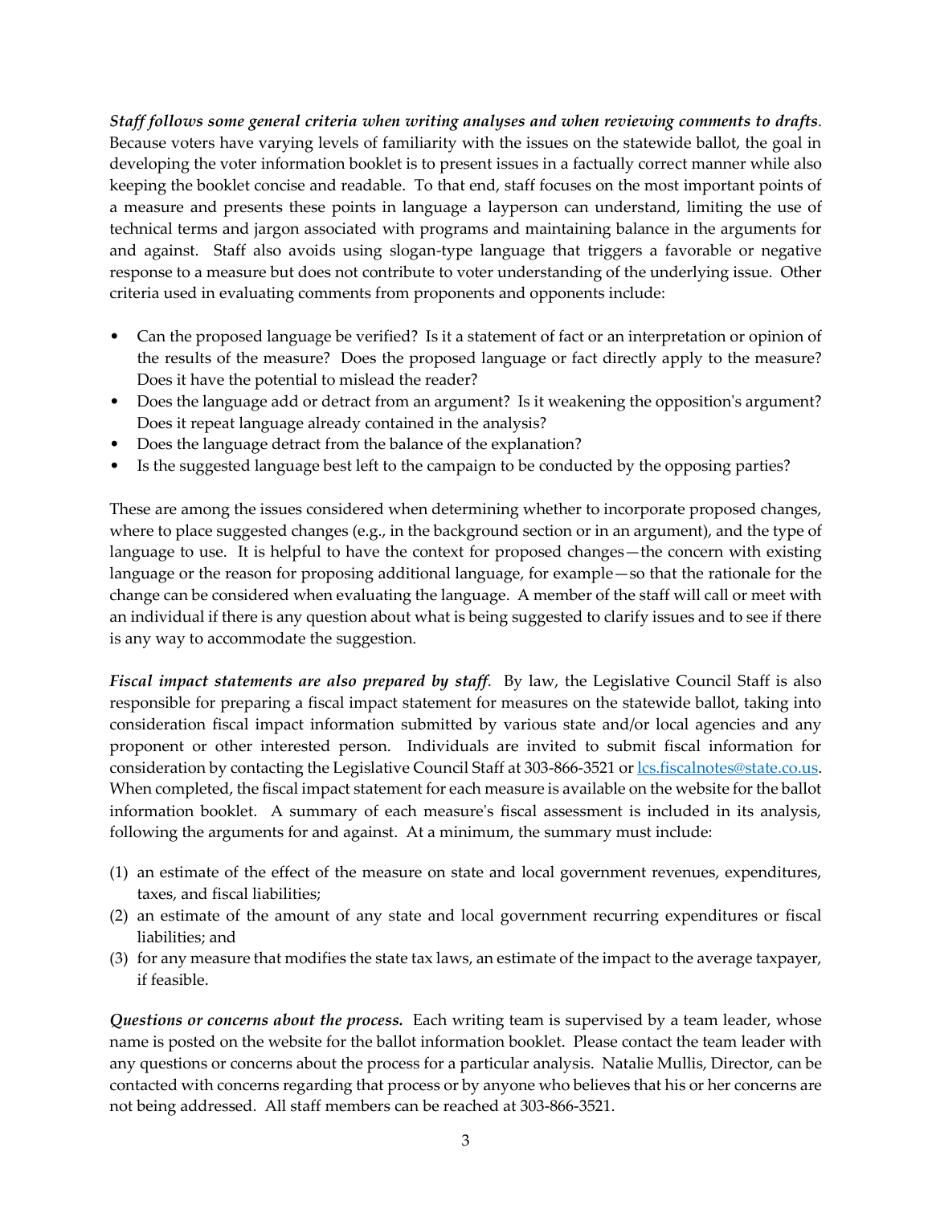***Staff follows some general criteria when writing analyses and when reviewing comments to drafts***. Because voters have varying levels of familiarity with the issues on the statewide ballot, the goal in developing the voter information booklet is to present issues in a factually correct manner while also keeping the booklet concise and readable. To that end, staff focuses on the most important points of a measure and presents these points in language a layperson can understand, limiting the use of technical terms and jargon associated with programs and maintaining balance in the arguments for and against. Staff also avoids using slogan-type language that triggers a favorable or negative response to a measure but does not contribute to voter understanding of the underlying issue. Other criteria used in evaluating comments from proponents and opponents include:

- Can the proposed language be verified? Is it a statement of fact or an interpretation or opinion of the results of the measure? Does the proposed language or fact directly apply to the measure? Does it have the potential to mislead the reader?
- Does the language add or detract from an argument? Is it weakening the opposition's argument? Does it repeat language already contained in the analysis?
- Does the language detract from the balance of the explanation?
- Is the suggested language best left to the campaign to be conducted by the opposing parties?

These are among the issues considered when determining whether to incorporate proposed changes, where to place suggested changes (e.g., in the background section or in an argument), and the type of language to use. It is helpful to have the context for proposed changes—the concern with existing language or the reason for proposing additional language, for example—so that the rationale for the change can be considered when evaluating the language. A member of the staff will call or meet with an individual if there is any question about what is being suggested to clarify issues and to see if there is any way to accommodate the suggestion.

***Fiscal impact statements are also prepared by staff***. By law, the Legislative Council Staff is also responsible for preparing a fiscal impact statement for measures on the statewide ballot, taking into consideration fiscal impact information submitted by various state and/or local agencies and any proponent or other interested person. Individuals are invited to submit fiscal information for consideration by contacting the Legislative Council Staff at 303-866-3521 or [lcs.fiscalnotes@state.co.us](mailto:lcs.fiscalnotes@state.co.us). When completed, the fiscal impact statement for each measure is available on the website for the ballot information booklet. A summary of each measure's fiscal assessment is included in its analysis, following the arguments for and against. At a minimum, the summary must include:

(1) an estimate of the effect of the measure on state and local government revenues, expenditures, taxes, and fiscal liabilities;
(2) an estimate of the amount of any state and local government recurring expenditures or fiscal liabilities; and
(3) for any measure that modifies the state tax laws, an estimate of the impact to the average taxpayer, if feasible.

***Questions or concerns about the process.*** Each writing team is supervised by a team leader, whose name is posted on the website for the ballot information booklet. Please contact the team leader with any questions or concerns about the process for a particular analysis. Natalie Mullis, Director, can be contacted with concerns regarding that process or by anyone who believes that his or her concerns are not being addressed. All staff members can be reached at 303-866-3521.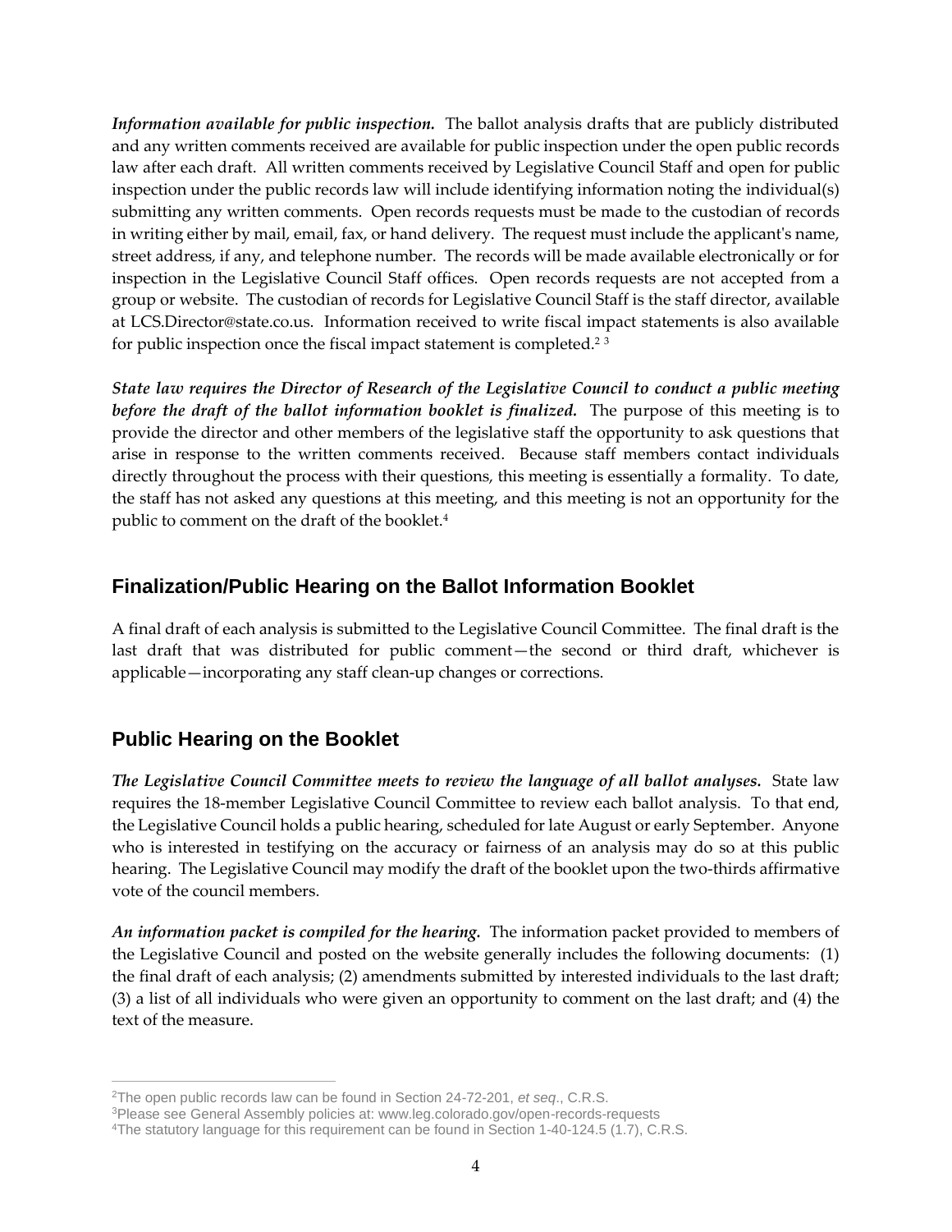***Information available for public inspection.*** The ballot analysis drafts that are publicly distributed and any written comments received are available for public inspection under the open public records law after each draft. All written comments received by Legislative Council Staff and open for public inspection under the public records law will include identifying information noting the individual(s) submitting any written comments. Open records requests must be made to the custodian of records in writing either by mail, email, fax, or hand delivery. The request must include the applicant's name, street address, if any, and telephone number. The records will be made available electronically or for inspection in the Legislative Council Staff offices. Open records requests are not accepted from a group or website. The custodian of records for Legislative Council Staff is the staff director, available at LCS.Director@state.co.us. Information received to write fiscal impact statements is also available for public inspection once the fiscal impact statement is completed.[2] [3]

***State law requires the Director of Research of the Legislative Council to conduct a public meeting before the draft of the ballot information booklet is finalized.*** The purpose of this meeting is to provide the director and other members of the legislative staff the opportunity to ask questions that arise in response to the written comments received. Because staff members contact individuals directly throughout the process with their questions, this meeting is essentially a formality. To date, the staff has not asked any questions at this meeting, and this meeting is not an opportunity for the public to comment on the draft of the booklet.[4]

## Finalization/Public Hearing on the Ballot Information Booklet

A final draft of each analysis is submitted to the Legislative Council Committee. The final draft is the last draft that was distributed for public comment—the second or third draft, whichever is applicable—incorporating any staff clean-up changes or corrections.

## Public Hearing on the Booklet

***The Legislative Council Committee meets to review the language of all ballot analyses.*** State law requires the 18-member Legislative Council Committee to review each ballot analysis. To that end, the Legislative Council holds a public hearing, scheduled for late August or early September. Anyone who is interested in testifying on the accuracy or fairness of an analysis may do so at this public hearing. The Legislative Council may modify the draft of the booklet upon the two-thirds affirmative vote of the council members.

***An information packet is compiled for the hearing.*** The information packet provided to members of the Legislative Council and posted on the website generally includes the following documents: (1) the final draft of each analysis; (2) amendments submitted by interested individuals to the last draft; (3) a list of all individuals who were given an opportunity to comment on the last draft; and (4) the text of the measure.

---

[2]The open public records law can be found in Section 24-72-201, *et seq*., C.R.S.

[3]Please see General Assembly policies at: www.leg.colorado.gov/open-records-requests

[4]The statutory language for this requirement can be found in Section 1-40-124.5 (1.7), C.R.S.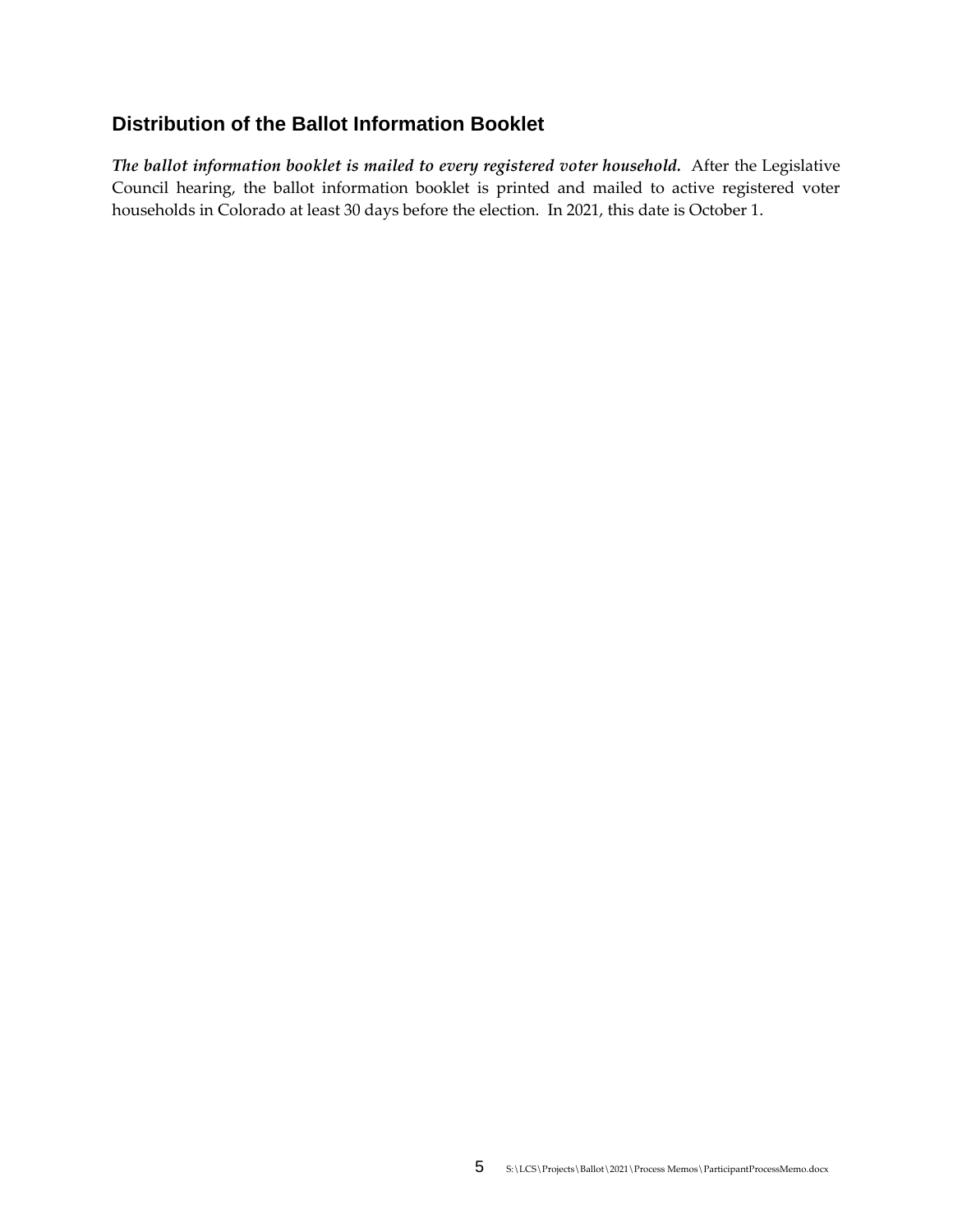## Distribution of the Ballot Information Booklet

***The ballot information booklet is mailed to every registered voter household.*** After the Legislative Council hearing, the ballot information booklet is printed and mailed to active registered voter households in Colorado at least 30 days before the election. In 2021, this date is October 1.